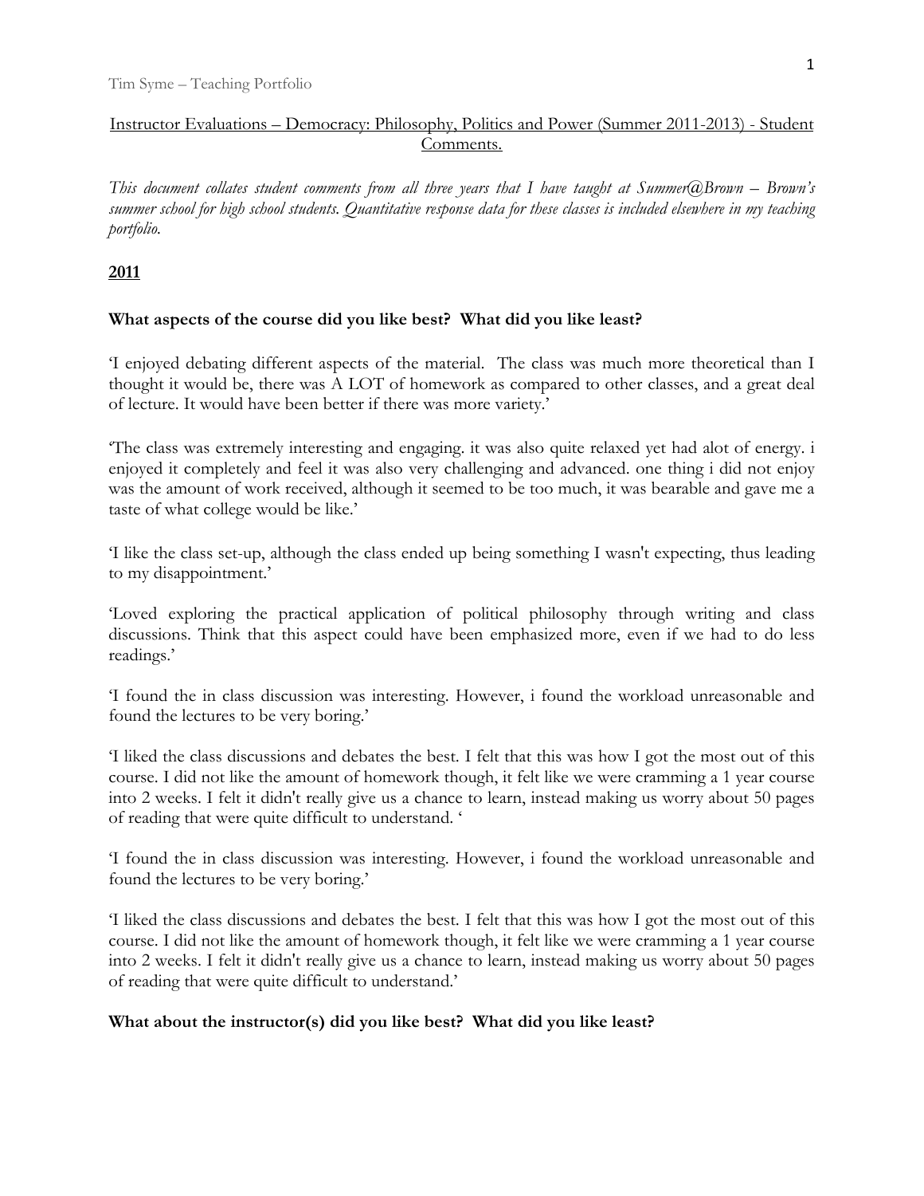## Instructor Evaluations – Democracy: Philosophy, Politics and Power (Summer 2011-2013) - Student Comments.

*This document collates student comments from all three years that I have taught at Summer@Brown – Brown's summer school for high school students. Quantitative response data for these classes is included elsewhere in my teaching portfolio.*

### 2011

#### What aspects of the course did you like best? What did you like least?

'I enjoyed debating different aspects of the material. The class was much more theoretical than I thought it would be, there was A LOT of homework as compared to other classes, and a great deal of lecture. It would have been better if there was more variety.'

'The class was extremely interesting and engaging. it was also quite relaxed yet had alot of energy. i enjoyed it completely and feel it was also very challenging and advanced. one thing i did not enjoy was the amount of work received, although it seemed to be too much, it was bearable and gave me a taste of what college would be like.'

'I like the class set-up, although the class ended up being something I wasn't expecting, thus leading to my disappointment.'

'Loved exploring the practical application of political philosophy through writing and class discussions. Think that this aspect could have been emphasized more, even if we had to do less readings.'

'I found the in class discussion was interesting. However, i found the workload unreasonable and found the lectures to be very boring.'

'I liked the class discussions and debates the best. I felt that this was how I got the most out of this course. I did not like the amount of homework though, it felt like we were cramming a 1 year course into 2 weeks. I felt it didn't really give us a chance to learn, instead making us worry about 50 pages of reading that were quite difficult to understand. '

'I found the in class discussion was interesting. However, i found the workload unreasonable and found the lectures to be very boring.'

'I liked the class discussions and debates the best. I felt that this was how I got the most out of this course. I did not like the amount of homework though, it felt like we were cramming a 1 year course into 2 weeks. I felt it didn't really give us a chance to learn, instead making us worry about 50 pages of reading that were quite difficult to understand.'

#### What about the instructor(s) did you like best? What did you like least?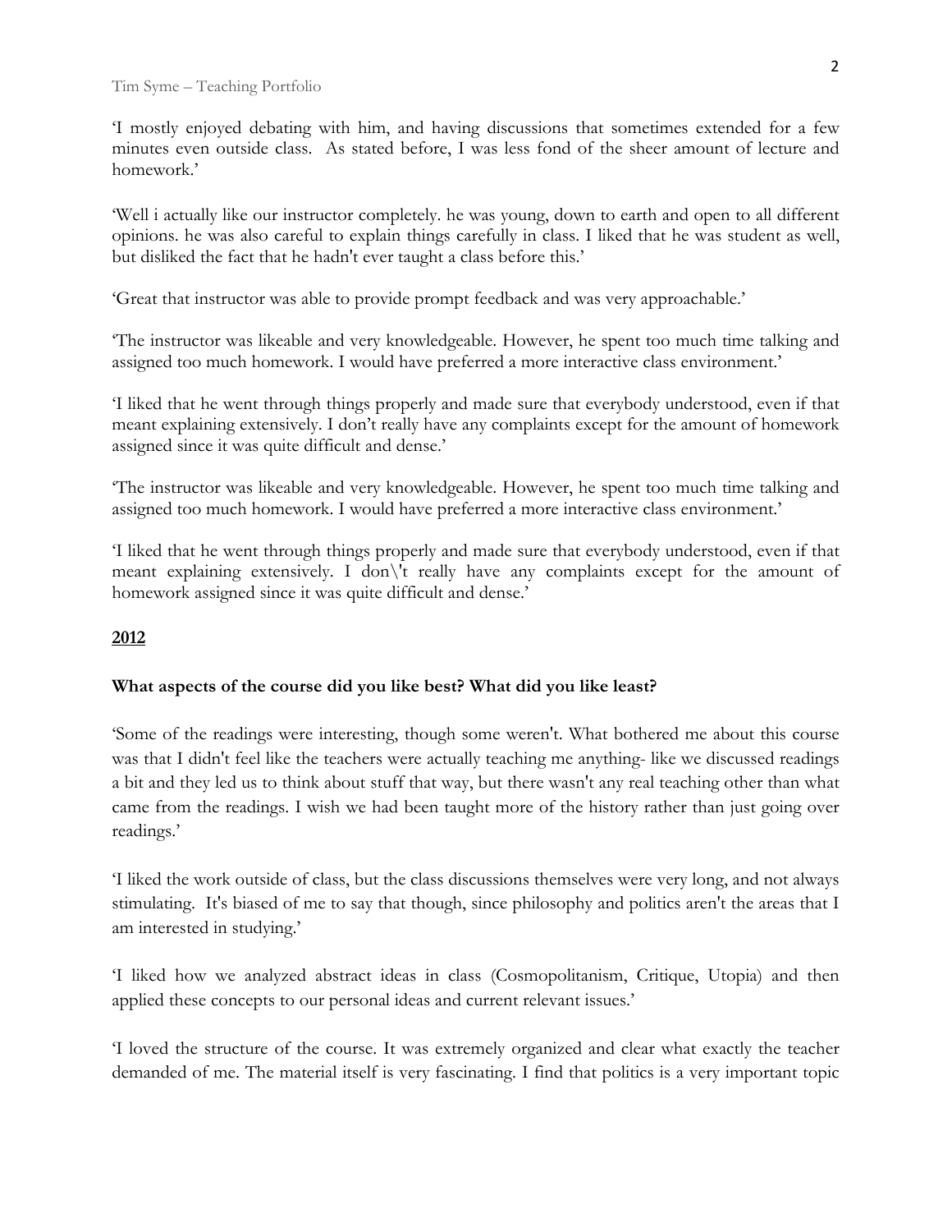'I mostly enjoyed debating with him, and having discussions that sometimes extended for a few minutes even outside class. As stated before, I was less fond of the sheer amount of lecture and homework.'

'Well i actually like our instructor completely. he was young, down to earth and open to all different opinions. he was also careful to explain things carefully in class. I liked that he was student as well, but disliked the fact that he hadn't ever taught a class before this.'

'Great that instructor was able to provide prompt feedback and was very approachable.'

'The instructor was likeable and very knowledgeable. However, he spent too much time talking and assigned too much homework. I would have preferred a more interactive class environment.'

'I liked that he went through things properly and made sure that everybody understood, even if that meant explaining extensively. I don't really have any complaints except for the amount of homework assigned since it was quite difficult and dense.'

'The instructor was likeable and very knowledgeable. However, he spent too much time talking and assigned too much homework. I would have preferred a more interactive class environment.'

'I liked that he went through things properly and made sure that everybody understood, even if that meant explaining extensively. I don\'t really have any complaints except for the amount of homework assigned since it was quite difficult and dense.'

<u>**2012**</u>

**What aspects of the course did you like best? What did you like least?**

'Some of the readings were interesting, though some weren't. What bothered me about this course was that I didn't feel like the teachers were actually teaching me anything- like we discussed readings a bit and they led us to think about stuff that way, but there wasn't any real teaching other than what came from the readings. I wish we had been taught more of the history rather than just going over readings.'

'I liked the work outside of class, but the class discussions themselves were very long, and not always stimulating. It's biased of me to say that though, since philosophy and politics aren't the areas that I am interested in studying.'

'I liked how we analyzed abstract ideas in class (Cosmopolitanism, Critique, Utopia) and then applied these concepts to our personal ideas and current relevant issues.'

'I loved the structure of the course. It was extremely organized and clear what exactly the teacher demanded of me. The material itself is very fascinating. I find that politics is a very important topic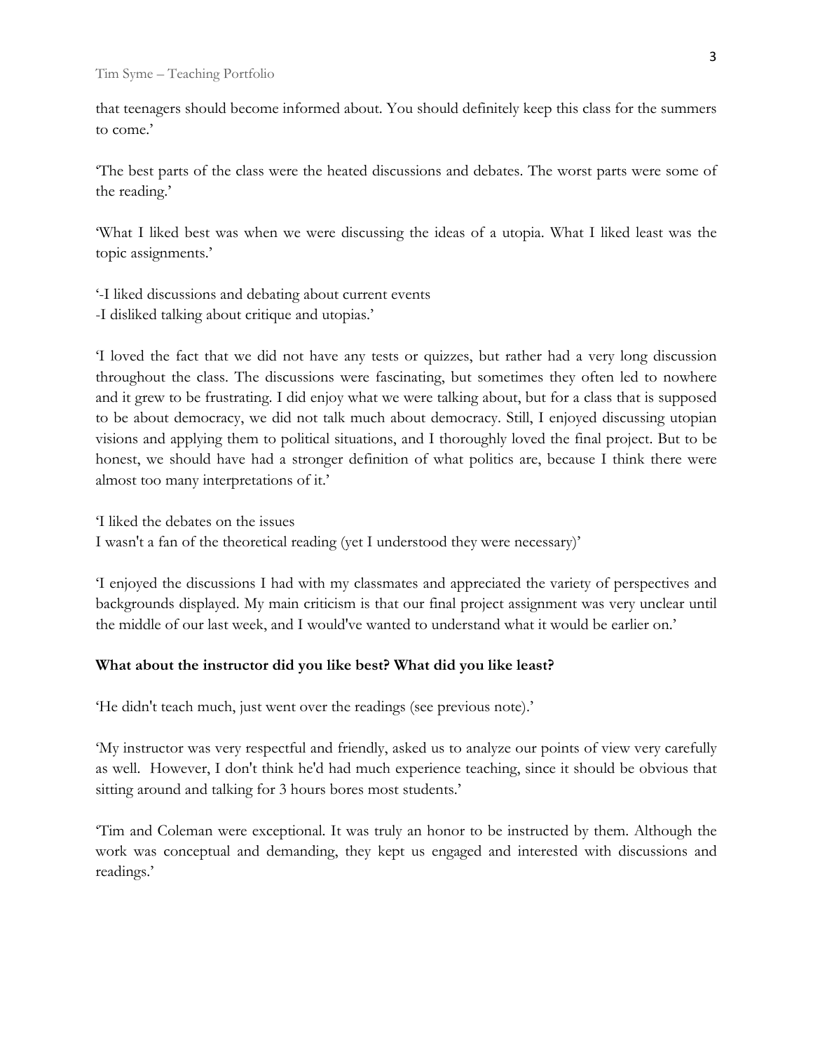that teenagers should become informed about. You should definitely keep this class for the summers to come.'

'The best parts of the class were the heated discussions and debates. The worst parts were some of the reading.'

'What I liked best was when we were discussing the ideas of a utopia. What I liked least was the topic assignments.'

'-I liked discussions and debating about current events
-I disliked talking about critique and utopias.'

'I loved the fact that we did not have any tests or quizzes, but rather had a very long discussion throughout the class. The discussions were fascinating, but sometimes they often led to nowhere and it grew to be frustrating. I did enjoy what we were talking about, but for a class that is supposed to be about democracy, we did not talk much about democracy. Still, I enjoyed discussing utopian visions and applying them to political situations, and I thoroughly loved the final project. But to be honest, we should have had a stronger definition of what politics are, because I think there were almost too many interpretations of it.'

'I liked the debates on the issues
I wasn't a fan of the theoretical reading (yet I understood they were necessary)'

'I enjoyed the discussions I had with my classmates and appreciated the variety of perspectives and backgrounds displayed. My main criticism is that our final project assignment was very unclear until the middle of our last week, and I would've wanted to understand what it would be earlier on.'

**What about the instructor did you like best? What did you like least?**

'He didn't teach much, just went over the readings (see previous note).'

'My instructor was very respectful and friendly, asked us to analyze our points of view very carefully as well. However, I don't think he'd had much experience teaching, since it should be obvious that sitting around and talking for 3 hours bores most students.'

'Tim and Coleman were exceptional. It was truly an honor to be instructed by them. Although the work was conceptual and demanding, they kept us engaged and interested with discussions and readings.'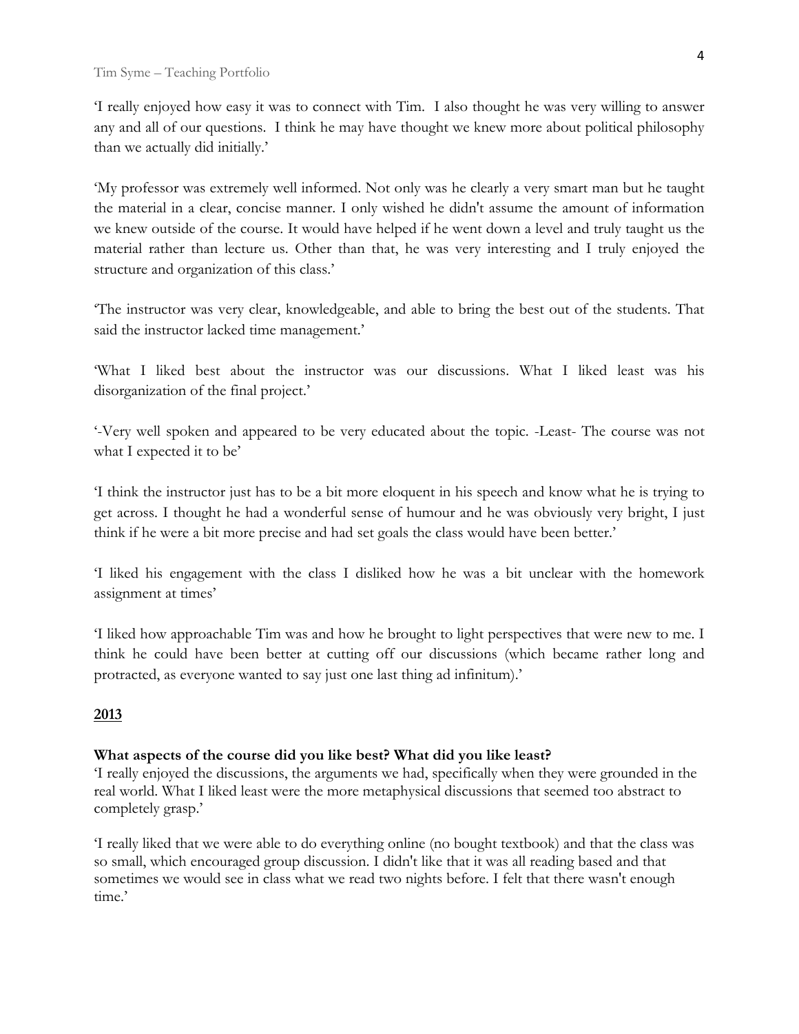'I really enjoyed how easy it was to connect with Tim. I also thought he was very willing to answer any and all of our questions. I think he may have thought we knew more about political philosophy than we actually did initially.'

'My professor was extremely well informed. Not only was he clearly a very smart man but he taught the material in a clear, concise manner. I only wished he didn't assume the amount of information we knew outside of the course. It would have helped if he went down a level and truly taught us the material rather than lecture us. Other than that, he was very interesting and I truly enjoyed the structure and organization of this class.'

'The instructor was very clear, knowledgeable, and able to bring the best out of the students. That said the instructor lacked time management.'

'What I liked best about the instructor was our discussions. What I liked least was his disorganization of the final project.'

'-Very well spoken and appeared to be very educated about the topic. -Least- The course was not what I expected it to be'

'I think the instructor just has to be a bit more eloquent in his speech and know what he is trying to get across. I thought he had a wonderful sense of humour and he was obviously very bright, I just think if he were a bit more precise and had set goals the class would have been better.'

'I liked his engagement with the class I disliked how he was a bit unclear with the homework assignment at times'

'I liked how approachable Tim was and how he brought to light perspectives that were new to me. I think he could have been better at cutting off our discussions (which became rather long and protracted, as everyone wanted to say just one last thing ad infinitum).'

## 2013

**What aspects of the course did you like best? What did you like least?**

'I really enjoyed the discussions, the arguments we had, specifically when they were grounded in the real world. What I liked least were the more metaphysical discussions that seemed too abstract to completely grasp.'

'I really liked that we were able to do everything online (no bought textbook) and that the class was so small, which encouraged group discussion. I didn't like that it was all reading based and that sometimes we would see in class what we read two nights before. I felt that there wasn't enough time.'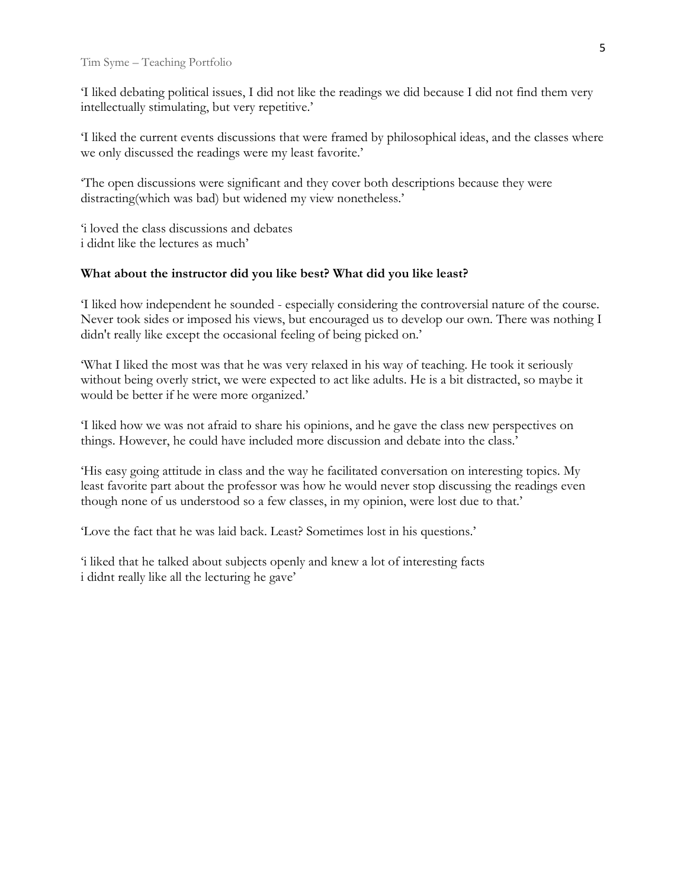'I liked debating political issues, I did not like the readings we did because I did not find them very intellectually stimulating, but very repetitive.'

'I liked the current events discussions that were framed by philosophical ideas, and the classes where we only discussed the readings were my least favorite.'

'The open discussions were significant and they cover both descriptions because they were distracting(which was bad) but widened my view nonetheless.'

'i loved the class discussions and debates
i didnt like the lectures as much'

**What about the instructor did you like best? What did you like least?**

'I liked how independent he sounded - especially considering the controversial nature of the course. Never took sides or imposed his views, but encouraged us to develop our own. There was nothing I didn't really like except the occasional feeling of being picked on.'

'What I liked the most was that he was very relaxed in his way of teaching. He took it seriously without being overly strict, we were expected to act like adults. He is a bit distracted, so maybe it would be better if he were more organized.'

'I liked how we was not afraid to share his opinions, and he gave the class new perspectives on things. However, he could have included more discussion and debate into the class.'

'His easy going attitude in class and the way he facilitated conversation on interesting topics. My least favorite part about the professor was how he would never stop discussing the readings even though none of us understood so a few classes, in my opinion, were lost due to that.'

'Love the fact that he was laid back. Least? Sometimes lost in his questions.'

'i liked that he talked about subjects openly and knew a lot of interesting facts
i didnt really like all the lecturing he gave'